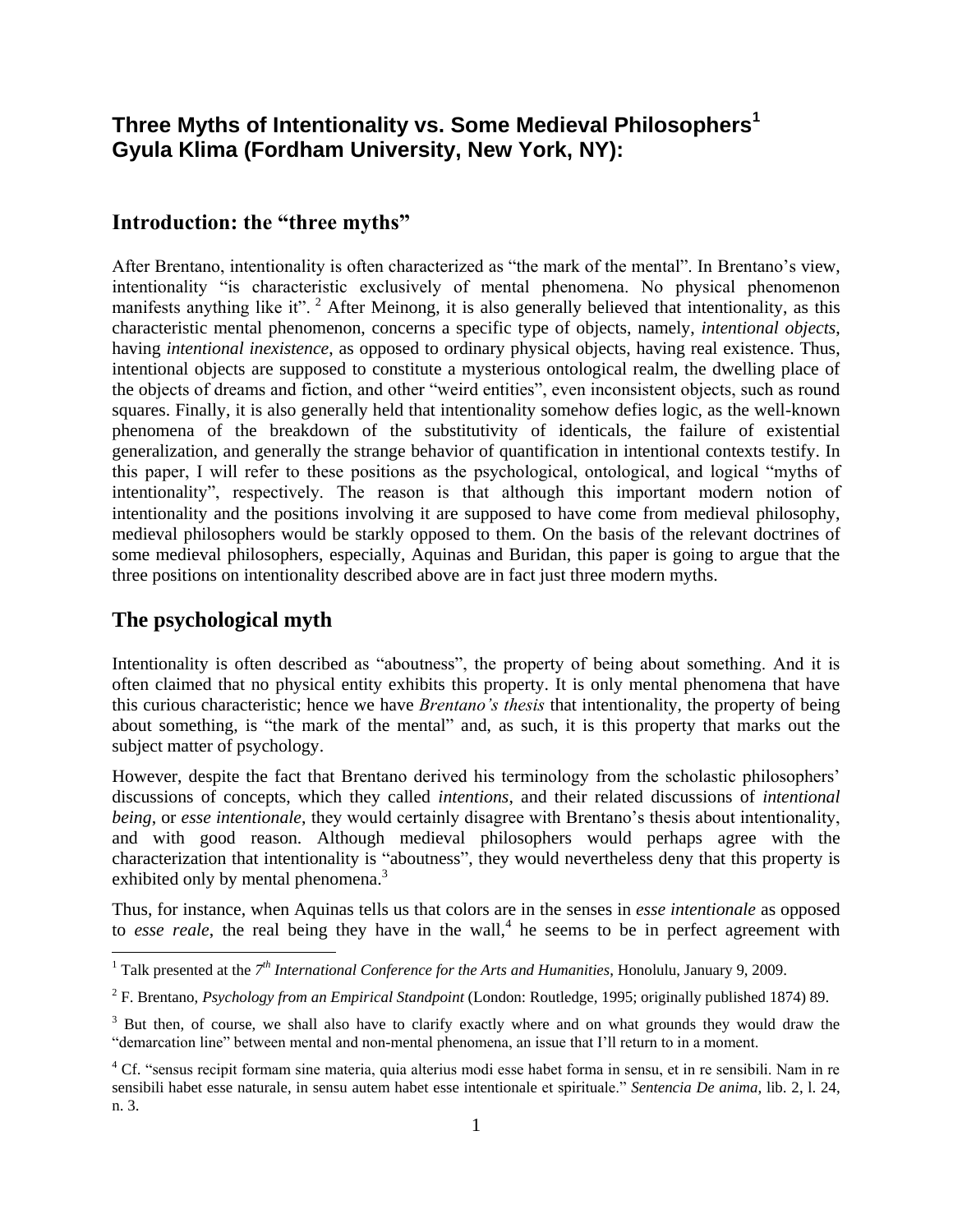# Three Myths of Intentionality vs. Some Medieval Philosophers[1]

# Gyula Klima (Fordham University, New York, NY):

## Introduction: the "three myths"

After Brentano, intentionality is often characterized as "the mark of the mental". In Brentano's view, intentionality "is characteristic exclusively of mental phenomena. No physical phenomenon manifests anything like it".[2] After Meinong, it is also generally believed that intentionality, as this characteristic mental phenomenon, concerns a specific type of objects, namely, *intentional objects*, having *intentional inexistence*, as opposed to ordinary physical objects, having real existence. Thus, intentional objects are supposed to constitute a mysterious ontological realm, the dwelling place of the objects of dreams and fiction, and other "weird entities", even inconsistent objects, such as round squares. Finally, it is also generally held that intentionality somehow defies logic, as the well-known phenomena of the breakdown of the substitutivity of identicals, the failure of existential generalization, and generally the strange behavior of quantification in intentional contexts testify. In this paper, I will refer to these positions as the psychological, ontological, and logical "myths of intentionality", respectively. The reason is that although this important modern notion of intentionality and the positions involving it are supposed to have come from medieval philosophy, medieval philosophers would be starkly opposed to them. On the basis of the relevant doctrines of some medieval philosophers, especially, Aquinas and Buridan, this paper is going to argue that the three positions on intentionality described above are in fact just three modern myths.

## The psychological myth

Intentionality is often described as "aboutness", the property of being about something. And it is often claimed that no physical entity exhibits this property. It is only mental phenomena that have this curious characteristic; hence we have *Brentano's thesis* that intentionality, the property of being about something, is "the mark of the mental" and, as such, it is this property that marks out the subject matter of psychology.

However, despite the fact that Brentano derived his terminology from the scholastic philosophers' discussions of concepts, which they called *intentions*, and their related discussions of *intentional being*, or *esse intentionale*, they would certainly disagree with Brentano's thesis about intentionality, and with good reason. Although medieval philosophers would perhaps agree with the characterization that intentionality is "aboutness", they would nevertheless deny that this property is exhibited only by mental phenomena.[3]

Thus, for instance, when Aquinas tells us that colors are in the senses in *esse intentionale* as opposed to *esse reale*, the real being they have in the wall,[4] he seems to be in perfect agreement with

---

[1] Talk presented at the 7[th] *International Conference for the Arts and Humanities*, Honolulu, January 9, 2009.

[2] F. Brentano, *Psychology from an Empirical Standpoint* (London: Routledge, 1995; originally published 1874) 89.

[3] But then, of course, we shall also have to clarify exactly where and on what grounds they would draw the "demarcation line" between mental and non-mental phenomena, an issue that I'll return to in a moment.

[4] Cf. "sensus recipit formam sine materia, quia alterius modi esse habet forma in sensu, et in re sensibili. Nam in re sensibili habet esse naturale, in sensu autem habet esse intentionale et spirituale." *Sentencia De anima*, lib. 2, l. 24, n. 3.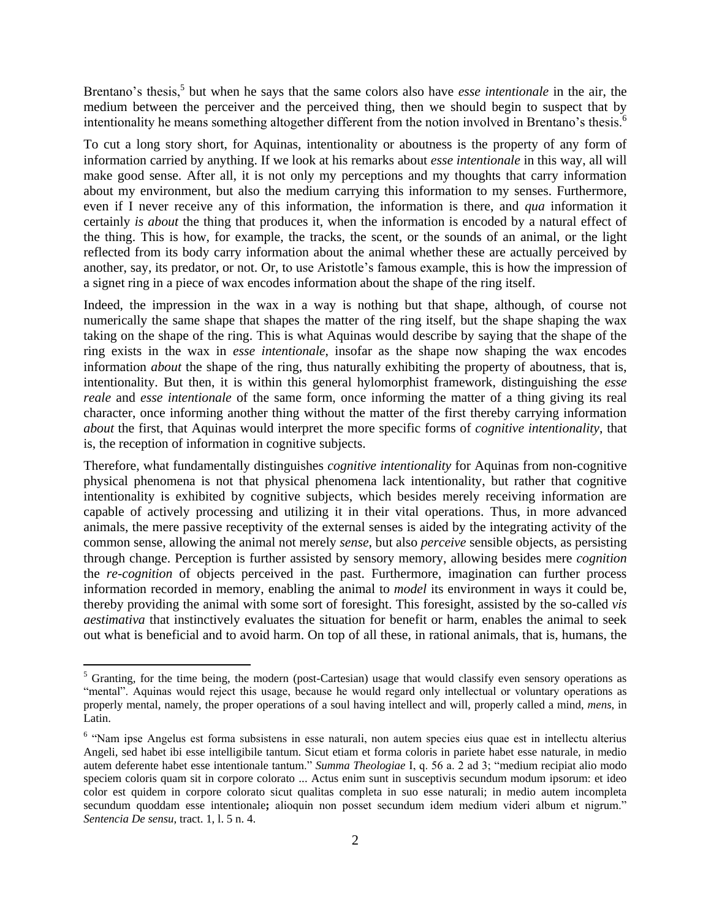Brentano's thesis,[5] but when he says that the same colors also have *esse intentionale* in the air, the medium between the perceiver and the perceived thing, then we should begin to suspect that by intentionality he means something altogether different from the notion involved in Brentano's thesis.[6]

To cut a long story short, for Aquinas, intentionality or aboutness is the property of any form of information carried by anything. If we look at his remarks about *esse intentionale* in this way, all will make good sense. After all, it is not only my perceptions and my thoughts that carry information about my environment, but also the medium carrying this information to my senses. Furthermore, even if I never receive any of this information, the information is there, and *qua* information it certainly *is about* the thing that produces it, when the information is encoded by a natural effect of the thing. This is how, for example, the tracks, the scent, or the sounds of an animal, or the light reflected from its body carry information about the animal whether these are actually perceived by another, say, its predator, or not. Or, to use Aristotle's famous example, this is how the impression of a signet ring in a piece of wax encodes information about the shape of the ring itself.

Indeed, the impression in the wax in a way is nothing but that shape, although, of course not numerically the same shape that shapes the matter of the ring itself, but the shape shaping the wax taking on the shape of the ring. This is what Aquinas would describe by saying that the shape of the ring exists in the wax in *esse intentionale*, insofar as the shape now shaping the wax encodes information *about* the shape of the ring, thus naturally exhibiting the property of aboutness, that is, intentionality. But then, it is within this general hylomorphist framework, distinguishing the *esse reale* and *esse intentionale* of the same form, once informing the matter of a thing giving its real character, once informing another thing without the matter of the first thereby carrying information *about* the first, that Aquinas would interpret the more specific forms of *cognitive intentionality*, that is, the reception of information in cognitive subjects.

Therefore, what fundamentally distinguishes *cognitive intentionality* for Aquinas from non-cognitive physical phenomena is not that physical phenomena lack intentionality, but rather that cognitive intentionality is exhibited by cognitive subjects, which besides merely receiving information are capable of actively processing and utilizing it in their vital operations. Thus, in more advanced animals, the mere passive receptivity of the external senses is aided by the integrating activity of the common sense, allowing the animal not merely *sense*, but also *perceive* sensible objects, as persisting through change. Perception is further assisted by sensory memory, allowing besides mere *cognition* the *re-cognition* of objects perceived in the past. Furthermore, imagination can further process information recorded in memory, enabling the animal to *model* its environment in ways it could be, thereby providing the animal with some sort of foresight. This foresight, assisted by the so-called *vis aestimativa* that instinctively evaluates the situation for benefit or harm, enables the animal to seek out what is beneficial and to avoid harm. On top of all these, in rational animals, that is, humans, the

---

[5] Granting, for the time being, the modern (post-Cartesian) usage that would classify even sensory operations as "mental". Aquinas would reject this usage, because he would regard only intellectual or voluntary operations as properly mental, namely, the proper operations of a soul having intellect and will, properly called a mind, *mens*, in Latin.

[6] "Nam ipse Angelus est forma subsistens in esse naturali, non autem species eius quae est in intellectu alterius Angeli, sed habet ibi esse intelligibile tantum. Sicut etiam et forma coloris in pariete habet esse naturale, in medio autem deferente habet esse intentionale tantum." *Summa Theologiae* I, q. 56 a. 2 ad 3; "medium recipiat alio modo speciem coloris quam sit in corpore colorato ... Actus enim sunt in susceptivis secundum modum ipsorum: et ideo color est quidem in corpore colorato sicut qualitas completa in suo esse naturali; in medio autem incompleta secundum quoddam esse intentionale**;** alioquin non posset secundum idem medium videri album et nigrum." *Sentencia De sensu*, tract. 1, l. 5 n. 4.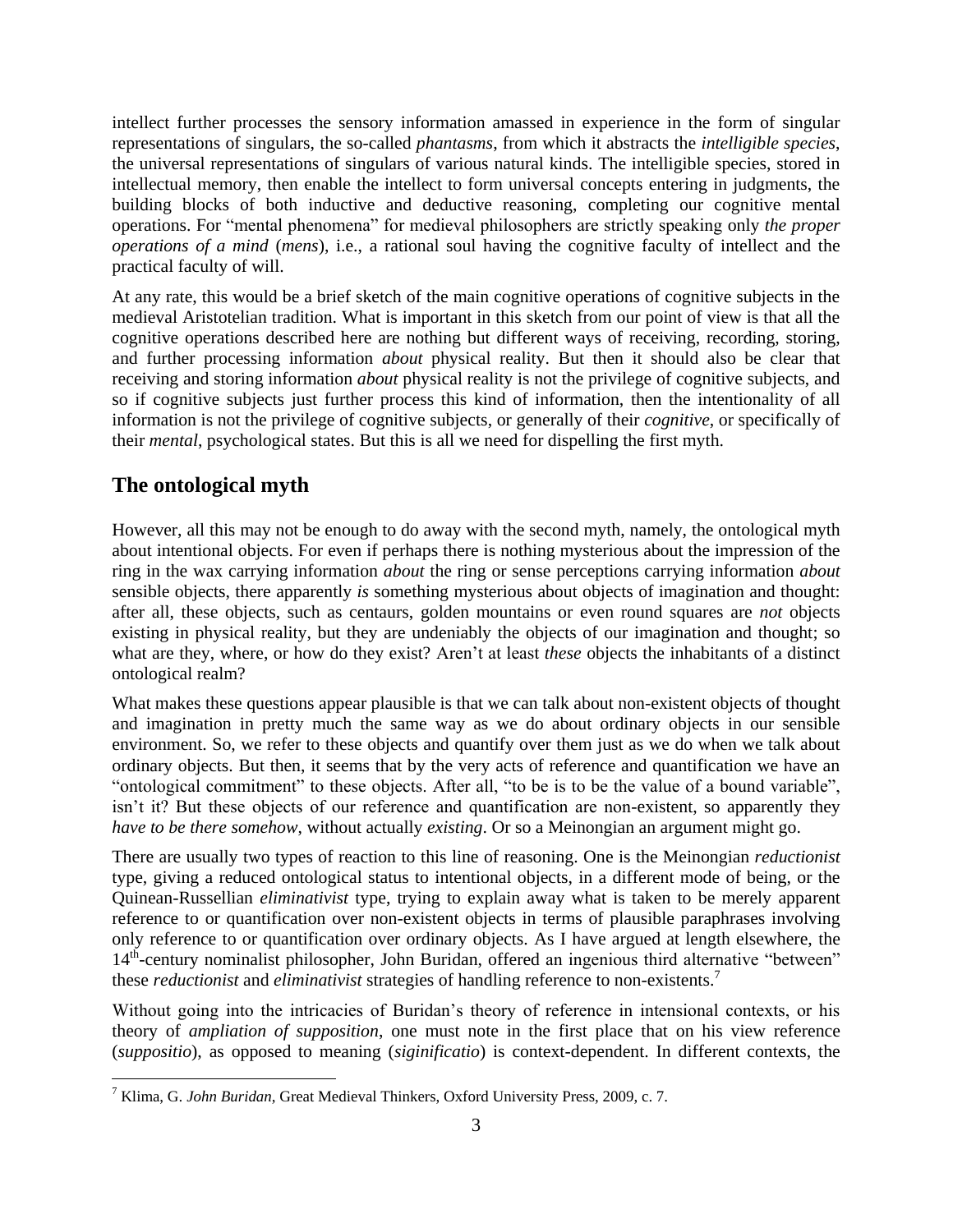intellect further processes the sensory information amassed in experience in the form of singular representations of singulars, the so-called *phantasms*, from which it abstracts the *intelligible species*, the universal representations of singulars of various natural kinds. The intelligible species, stored in intellectual memory, then enable the intellect to form universal concepts entering in judgments, the building blocks of both inductive and deductive reasoning, completing our cognitive mental operations. For "mental phenomena" for medieval philosophers are strictly speaking only *the proper operations of a mind* (*mens*), i.e., a rational soul having the cognitive faculty of intellect and the practical faculty of will.

At any rate, this would be a brief sketch of the main cognitive operations of cognitive subjects in the medieval Aristotelian tradition. What is important in this sketch from our point of view is that all the cognitive operations described here are nothing but different ways of receiving, recording, storing, and further processing information *about* physical reality. But then it should also be clear that receiving and storing information *about* physical reality is not the privilege of cognitive subjects, and so if cognitive subjects just further process this kind of information, then the intentionality of all information is not the privilege of cognitive subjects, or generally of their *cognitive*, or specifically of their *mental*, psychological states. But this is all we need for dispelling the first myth.

## The ontological myth

However, all this may not be enough to do away with the second myth, namely, the ontological myth about intentional objects. For even if perhaps there is nothing mysterious about the impression of the ring in the wax carrying information *about* the ring or sense perceptions carrying information *about* sensible objects, there apparently *is* something mysterious about objects of imagination and thought: after all, these objects, such as centaurs, golden mountains or even round squares are *not* objects existing in physical reality, but they are undeniably the objects of our imagination and thought; so what are they, where, or how do they exist? Aren't at least *these* objects the inhabitants of a distinct ontological realm?

What makes these questions appear plausible is that we can talk about non-existent objects of thought and imagination in pretty much the same way as we do about ordinary objects in our sensible environment. So, we refer to these objects and quantify over them just as we do when we talk about ordinary objects. But then, it seems that by the very acts of reference and quantification we have an "ontological commitment" to these objects. After all, "to be is to be the value of a bound variable", isn't it? But these objects of our reference and quantification are non-existent, so apparently they *have to be there somehow*, without actually *existing*. Or so a Meinongian an argument might go.

There are usually two types of reaction to this line of reasoning. One is the Meinongian *reductionist* type, giving a reduced ontological status to intentional objects, in a different mode of being, or the Quinean-Russellian *eliminativist* type, trying to explain away what is taken to be merely apparent reference to or quantification over non-existent objects in terms of plausible paraphrases involving only reference to or quantification over ordinary objects. As I have argued at length elsewhere, the 14th-century nominalist philosopher, John Buridan, offered an ingenious third alternative "between" these *reductionist* and *eliminativist* strategies of handling reference to non-existents.[7]

Without going into the intricacies of Buridan's theory of reference in intensional contexts, or his theory of *ampliation of supposition*, one must note in the first place that on his view reference (*suppositio*), as opposed to meaning (*siginificatio*) is context-dependent. In different contexts, the

[7] Klima, G. *John Buridan*, Great Medieval Thinkers, Oxford University Press, 2009, c. 7.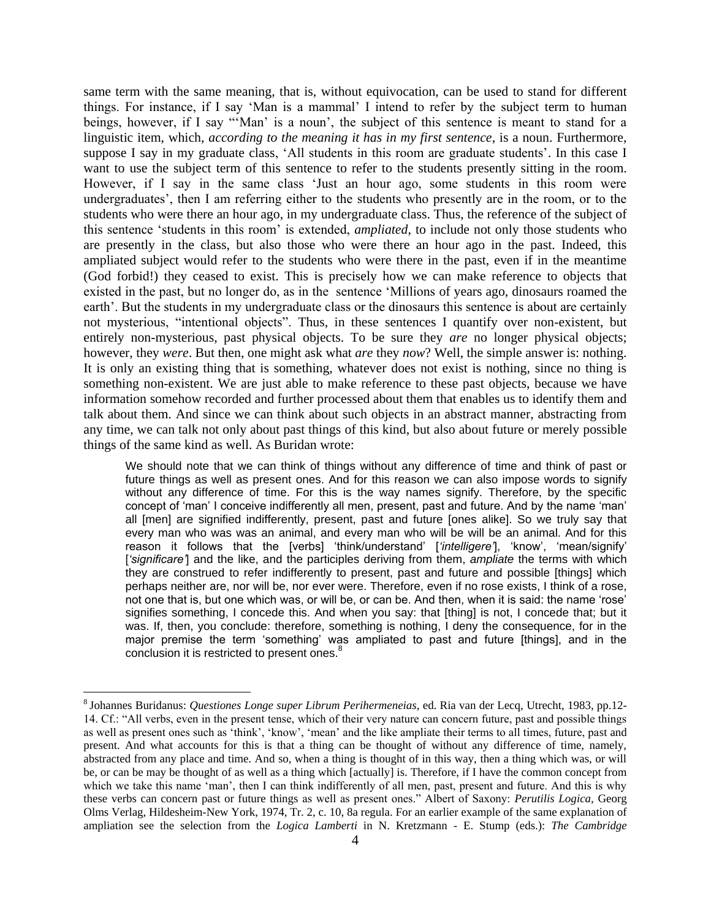same term with the same meaning, that is, without equivocation, can be used to stand for different things. For instance, if I say 'Man is a mammal' I intend to refer by the subject term to human beings, however, if I say "'Man' is a noun', the subject of this sentence is meant to stand for a linguistic item, which, *according to the meaning it has in my first sentence*, is a noun. Furthermore, suppose I say in my graduate class, 'All students in this room are graduate students'. In this case I want to use the subject term of this sentence to refer to the students presently sitting in the room. However, if I say in the same class 'Just an hour ago, some students in this room were undergraduates', then I am referring either to the students who presently are in the room, or to the students who were there an hour ago, in my undergraduate class. Thus, the reference of the subject of this sentence 'students in this room' is extended, *ampliated*, to include not only those students who are presently in the class, but also those who were there an hour ago in the past. Indeed, this ampliated subject would refer to the students who were there in the past, even if in the meantime (God forbid!) they ceased to exist. This is precisely how we can make reference to objects that existed in the past, but no longer do, as in the sentence 'Millions of years ago, dinosaurs roamed the earth'. But the students in my undergraduate class or the dinosaurs this sentence is about are certainly not mysterious, "intentional objects". Thus, in these sentences I quantify over non-existent, but entirely non-mysterious, past physical objects. To be sure they *are* no longer physical objects; however, they *were*. But then, one might ask what *are* they *now*? Well, the simple answer is: nothing. It is only an existing thing that is something, whatever does not exist is nothing, since no thing is something non-existent. We are just able to make reference to these past objects, because we have information somehow recorded and further processed about them that enables us to identify them and talk about them. And since we can think about such objects in an abstract manner, abstracting from any time, we can talk not only about past things of this kind, but also about future or merely possible things of the same kind as well. As Buridan wrote:

> We should note that we can think of things without any difference of time and think of past or future things as well as present ones. And for this reason we can also impose words to signify without any difference of time. For this is the way names signify. Therefore, by the specific concept of 'man' I conceive indifferently all men, present, past and future. And by the name 'man' all [men] are signified indifferently, present, past and future [ones alike]. So we truly say that every man who was was an animal, and every man who will be will be an animal. And for this reason it follows that the [verbs] 'think/understand' [*'intelligere'*], 'know', 'mean/signify' [*'significare'*] and the like, and the participles deriving from them, *ampliate* the terms with which they are construed to refer indifferently to present, past and future and possible [things] which perhaps neither are, nor will be, nor ever were. Therefore, even if no rose exists, I think of a rose, not one that is, but one which was, or will be, or can be. And then, when it is said: the name 'rose' signifies something, I concede this. And when you say: that [thing] is not, I concede that; but it was. If, then, you conclude: therefore, something is nothing, I deny the consequence, for in the major premise the term 'something' was ampliated to past and future [things], and in the conclusion it is restricted to present ones.[8]

---

[8] Johannes Buridanus: *Questiones Longe super Librum Perihermeneias*, ed. Ria van der Lecq, Utrecht, 1983, pp.12-14. Cf.: "All verbs, even in the present tense, which of their very nature can concern future, past and possible things as well as present ones such as 'think', 'know', 'mean' and the like ampliate their terms to all times, future, past and present. And what accounts for this is that a thing can be thought of without any difference of time, namely, abstracted from any place and time. And so, when a thing is thought of in this way, then a thing which was, or will be, or can be may be thought of as well as a thing which [actually] is. Therefore, if I have the common concept from which we take this name 'man', then I can think indifferently of all men, past, present and future. And this is why these verbs can concern past or future things as well as present ones." Albert of Saxony: *Perutilis Logica,* Georg Olms Verlag, Hildesheim-New York, 1974, Tr. 2, c. 10, 8a regula. For an earlier example of the same explanation of ampliation see the selection from the *Logica Lamberti* in N. Kretzmann - E. Stump (eds.): *The Cambridge*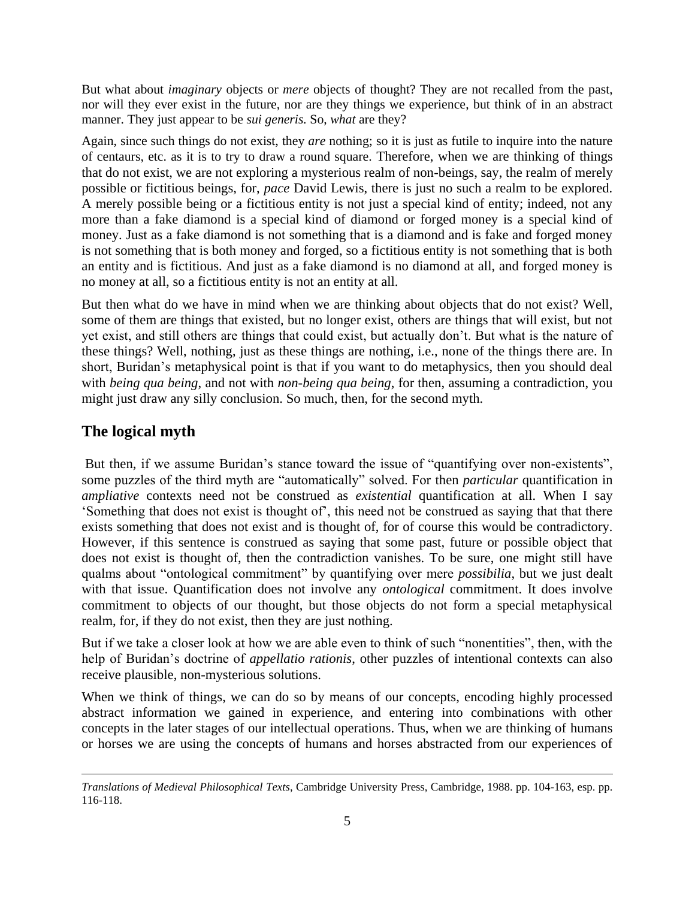But what about *imaginary* objects or *mere* objects of thought? They are not recalled from the past, nor will they ever exist in the future, nor are they things we experience, but think of in an abstract manner. They just appear to be *sui generis.* So, *what* are they?

Again, since such things do not exist, they *are* nothing; so it is just as futile to inquire into the nature of centaurs, etc. as it is to try to draw a round square. Therefore, when we are thinking of things that do not exist, we are not exploring a mysterious realm of non-beings, say, the realm of merely possible or fictitious beings, for, *pace* David Lewis, there is just no such a realm to be explored. A merely possible being or a fictitious entity is not just a special kind of entity; indeed, not any more than a fake diamond is a special kind of diamond or forged money is a special kind of money. Just as a fake diamond is not something that is a diamond and is fake and forged money is not something that is both money and forged, so a fictitious entity is not something that is both an entity and is fictitious. And just as a fake diamond is no diamond at all, and forged money is no money at all, so a fictitious entity is not an entity at all.

But then what do we have in mind when we are thinking about objects that do not exist? Well, some of them are things that existed, but no longer exist, others are things that will exist, but not yet exist, and still others are things that could exist, but actually don't. But what is the nature of these things? Well, nothing, just as these things are nothing, i.e., none of the things there are. In short, Buridan's metaphysical point is that if you want to do metaphysics, then you should deal with *being qua being*, and not with *non-being qua being*, for then, assuming a contradiction, you might just draw any silly conclusion. So much, then, for the second myth.

## The logical myth

But then, if we assume Buridan's stance toward the issue of "quantifying over non-existents", some puzzles of the third myth are "automatically" solved. For then *particular* quantification in *ampliative* contexts need not be construed as *existential* quantification at all. When I say 'Something that does not exist is thought of', this need not be construed as saying that that there exists something that does not exist and is thought of, for of course this would be contradictory. However, if this sentence is construed as saying that some past, future or possible object that does not exist is thought of, then the contradiction vanishes. To be sure, one might still have qualms about "ontological commitment" by quantifying over mere *possibilia*, but we just dealt with that issue. Quantification does not involve any *ontological* commitment. It does involve commitment to objects of our thought, but those objects do not form a special metaphysical realm, for, if they do not exist, then they are just nothing.

But if we take a closer look at how we are able even to think of such "nonentities", then, with the help of Buridan's doctrine of *appellatio rationis*, other puzzles of intentional contexts can also receive plausible, non-mysterious solutions.

When we think of things, we can do so by means of our concepts, encoding highly processed abstract information we gained in experience, and entering into combinations with other concepts in the later stages of our intellectual operations. Thus, when we are thinking of humans or horses we are using the concepts of humans and horses abstracted from our experiences of

---

*Translations of Medieval Philosophical Texts*, Cambridge University Press, Cambridge, 1988. pp. 104-163, esp. pp. 116-118.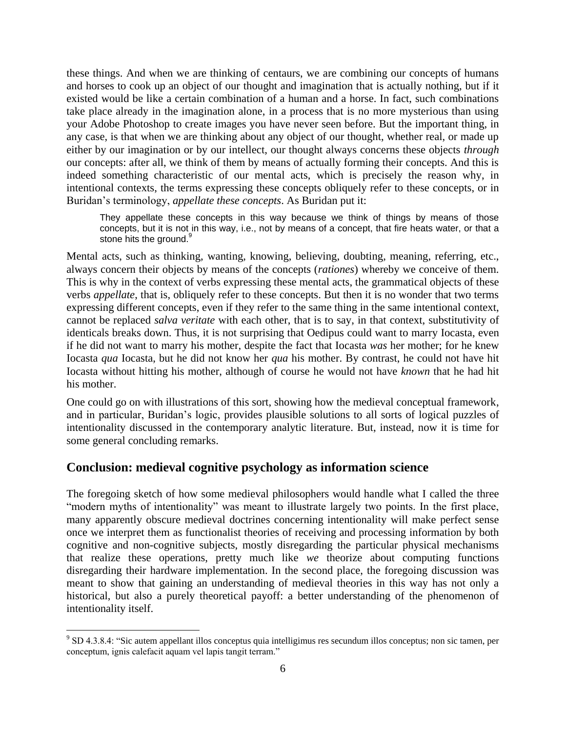these things. And when we are thinking of centaurs, we are combining our concepts of humans and horses to cook up an object of our thought and imagination that is actually nothing, but if it existed would be like a certain combination of a human and a horse. In fact, such combinations take place already in the imagination alone, in a process that is no more mysterious than using your Adobe Photoshop to create images you have never seen before. But the important thing, in any case, is that when we are thinking about any object of our thought, whether real, or made up either by our imagination or by our intellect, our thought always concerns these objects *through* our concepts: after all, we think of them by means of actually forming their concepts. And this is indeed something characteristic of our mental acts, which is precisely the reason why, in intentional contexts, the terms expressing these concepts obliquely refer to these concepts, or in Buridan's terminology, *appellate these concepts*. As Buridan put it:

> They appellate these concepts in this way because we think of things by means of those concepts, but it is not in this way, i.e., not by means of a concept, that fire heats water, or that a stone hits the ground.[9]

Mental acts, such as thinking, wanting, knowing, believing, doubting, meaning, referring, etc., always concern their objects by means of the concepts (*rationes*) whereby we conceive of them. This is why in the context of verbs expressing these mental acts, the grammatical objects of these verbs *appellate*, that is, obliquely refer to these concepts. But then it is no wonder that two terms expressing different concepts, even if they refer to the same thing in the same intentional context, cannot be replaced *salva veritate* with each other, that is to say, in that context, substitutivity of identicals breaks down. Thus, it is not surprising that Oedipus could want to marry Iocasta, even if he did not want to marry his mother, despite the fact that Iocasta *was* her mother; for he knew Iocasta *qua* Iocasta, but he did not know her *qua* his mother. By contrast, he could not have hit Iocasta without hitting his mother, although of course he would not have *known* that he had hit his mother.

One could go on with illustrations of this sort, showing how the medieval conceptual framework, and in particular, Buridan's logic, provides plausible solutions to all sorts of logical puzzles of intentionality discussed in the contemporary analytic literature. But, instead, now it is time for some general concluding remarks.

## Conclusion: medieval cognitive psychology as information science

The foregoing sketch of how some medieval philosophers would handle what I called the three "modern myths of intentionality" was meant to illustrate largely two points. In the first place, many apparently obscure medieval doctrines concerning intentionality will make perfect sense once we interpret them as functionalist theories of receiving and processing information by both cognitive and non-cognitive subjects, mostly disregarding the particular physical mechanisms that realize these operations, pretty much like *we* theorize about computing functions disregarding their hardware implementation. In the second place, the foregoing discussion was meant to show that gaining an understanding of medieval theories in this way has not only a historical, but also a purely theoretical payoff: a better understanding of the phenomenon of intentionality itself.

---

[9] SD 4.3.8.4: "Sic autem appellant illos conceptus quia intelligimus res secundum illos conceptus; non sic tamen, per conceptum, ignis calefacit aquam vel lapis tangit terram."